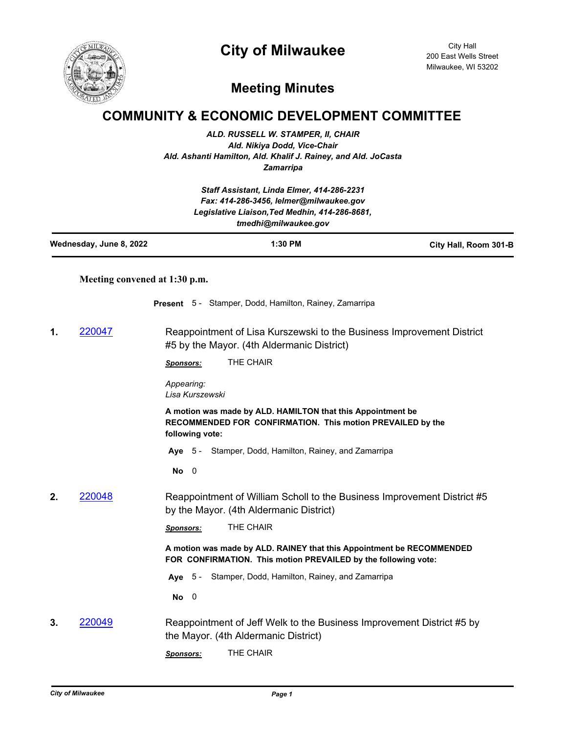# City of Milwaukee

City Hall
200 East Wells Street
Milwaukee, WI 53202

## Meeting Minutes

# COMMUNITY & ECONOMIC DEVELOPMENT COMMITTEE

***ALD. RUSSELL W. STAMPER, II, CHAIR***
***Ald. Nikiya Dodd, Vice-Chair***
***Ald. Ashanti Hamilton, Ald. Khalif J. Rainey, and Ald. JoCasta Zamarripa***

***Staff Assistant, Linda Elmer, 414-286-2231***
***Fax: 414-286-3456, lelmer@milwaukee.gov***
***Legislative Liaison,Ted Medhin, 414-286-8681, tmedhi@milwaukee.gov***

| Wednesday, June 8, 2022 | 1:30 PM | City Hall, Room 301-B |
|---|---|---|

**Meeting convened at 1:30 p.m.**

**Present** 5 - Stamper, Dodd, Hamilton, Rainey, Zamarripa

**1. 220047** Reappointment of Lisa Kurszewski to the Business Improvement District #5 by the Mayor. (4th Aldermanic District)

***Sponsors:*** THE CHAIR

*Appearing:*
*Lisa Kurszewski*

**A motion was made by ALD. HAMILTON that this Appointment be RECOMMENDED FOR CONFIRMATION. This motion PREVAILED by the following vote:**

**Aye** 5 - Stamper, Dodd, Hamilton, Rainey, and Zamarripa

**No** 0

**2. 220048** Reappointment of William Scholl to the Business Improvement District #5 by the Mayor. (4th Aldermanic District)

***Sponsors:*** THE CHAIR

**A motion was made by ALD. RAINEY that this Appointment be RECOMMENDED FOR CONFIRMATION. This motion PREVAILED by the following vote:**

**Aye** 5 - Stamper, Dodd, Hamilton, Rainey, and Zamarripa

**No** 0

**3. 220049** Reappointment of Jeff Welk to the Business Improvement District #5 by the Mayor. (4th Aldermanic District)

***Sponsors:*** THE CHAIR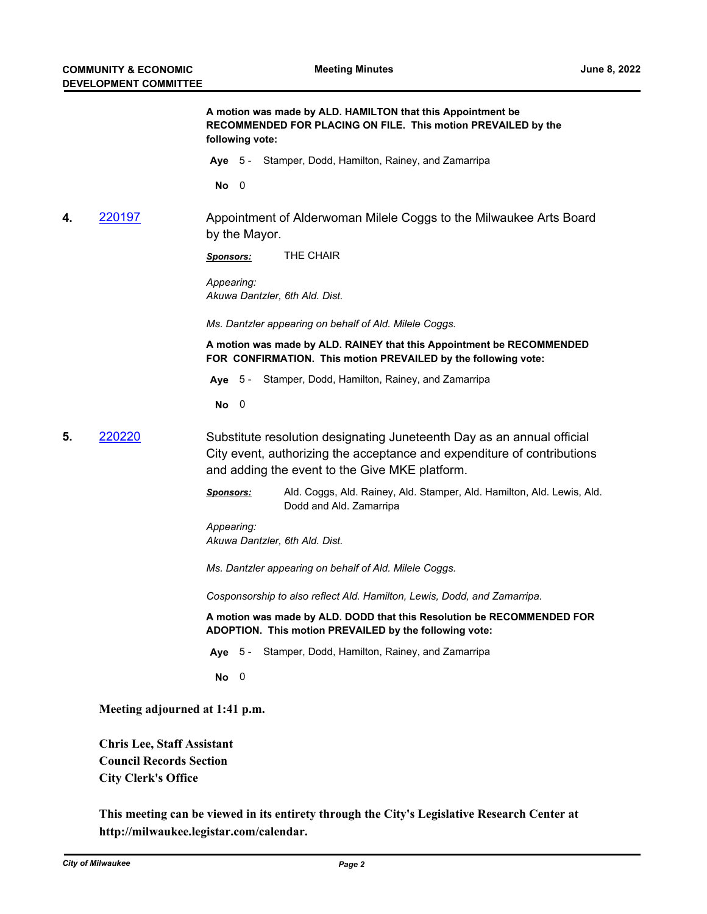**A motion was made by ALD. HAMILTON that this Appointment be RECOMMENDED FOR PLACING ON FILE. This motion PREVAILED by the following vote:**

**Aye** 5 - Stamper, Dodd, Hamilton, Rainey, and Zamarripa

**No** 0

**4.** [220197](220197)

Appointment of Alderwoman Milele Coggs to the Milwaukee Arts Board by the Mayor.

***Sponsors:*** THE CHAIR

*Appearing:*
*Akuwa Dantzler, 6th Ald. Dist.*

*Ms. Dantzler appearing on behalf of Ald. Milele Coggs.*

**A motion was made by ALD. RAINEY that this Appointment be RECOMMENDED FOR CONFIRMATION. This motion PREVAILED by the following vote:**

**Aye** 5 - Stamper, Dodd, Hamilton, Rainey, and Zamarripa

**No** 0

**5.** [220220](220220)

Substitute resolution designating Juneteenth Day as an annual official City event, authorizing the acceptance and expenditure of contributions and adding the event to the Give MKE platform.

***Sponsors:*** Ald. Coggs, Ald. Rainey, Ald. Stamper, Ald. Hamilton, Ald. Lewis, Ald. Dodd and Ald. Zamarripa

*Appearing:*
*Akuwa Dantzler, 6th Ald. Dist.*

*Ms. Dantzler appearing on behalf of Ald. Milele Coggs.*

*Cosponsorship to also reflect Ald. Hamilton, Lewis, Dodd, and Zamarripa.*

**A motion was made by ALD. DODD that this Resolution be RECOMMENDED FOR ADOPTION. This motion PREVAILED by the following vote:**

**Aye** 5 - Stamper, Dodd, Hamilton, Rainey, and Zamarripa

**No** 0

**Meeting adjourned at 1:41 p.m.**

**Chris Lee, Staff Assistant**
**Council Records Section**
**City Clerk's Office**

**This meeting can be viewed in its entirety through the City's Legislative Research Center at http://milwaukee.legistar.com/calendar.**